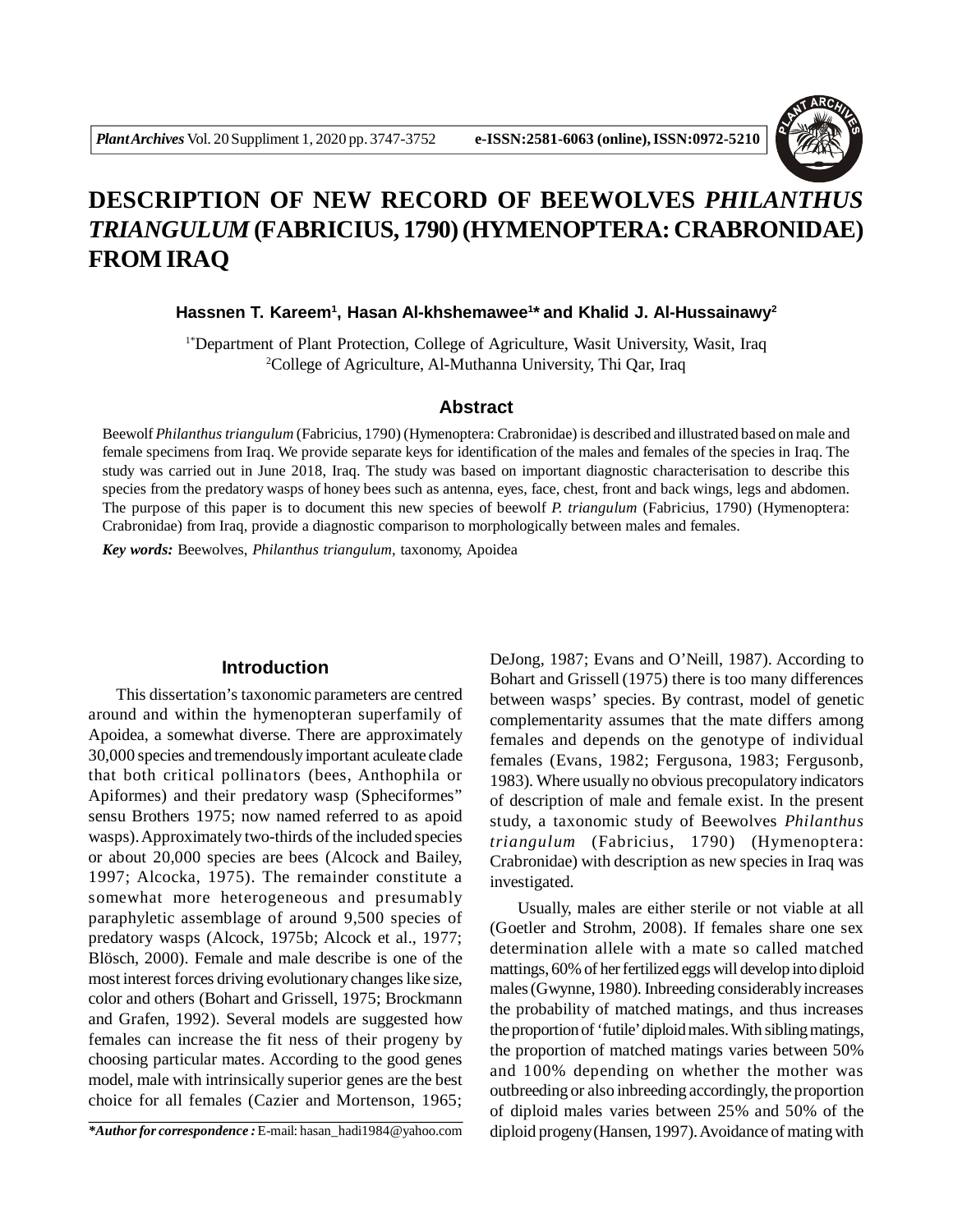# DESCRIPTION OF NEW RECORD OF BEEWOLVES *PHILANTHUS TRIANGULUM* (FABRICIUS, 1790) (HYMENOPTERA: CRABRONIDAE) FROM IRAQ

**Hassnen T. Kareem[1], Hasan Al-khshemawee[1]* and Khalid J. Al-Hussainawy[2]**

[1*]Department of Plant Protection, College of Agriculture, Wasit University, Wasit, Iraq
[2]College of Agriculture, Al-Muthanna University, Thi Qar, Iraq

## Abstract

Beewolf *Philanthus triangulum* (Fabricius, 1790) (Hymenoptera: Crabronidae) is described and illustrated based on male and female specimens from Iraq. We provide separate keys for identification of the males and females of the species in Iraq. The study was carried out in June 2018, Iraq. The study was based on important diagnostic characterisation to describe this species from the predatory wasps of honey bees such as antenna, eyes, face, chest, front and back wings, legs and abdomen. The purpose of this paper is to document this new species of beewolf *P. triangulum* (Fabricius, 1790) (Hymenoptera: Crabronidae) from Iraq, provide a diagnostic comparison to morphologically between males and females.

***Key words:*** Beewolves, *Philanthus triangulum,* taxonomy, Apoidea

## Introduction

This dissertation's taxonomic parameters are centred around and within the hymenopteran superfamily of Apoidea, a somewhat diverse. There are approximately 30,000 species and tremendously important aculeate clade that both critical pollinators (bees, Anthophila or Apiformes) and their predatory wasp (Spheciformes" sensu Brothers 1975; now named referred to as apoid wasps). Approximately two-thirds of the included species or about 20,000 species are bees (Alcock and Bailey, 1997; Alcocka, 1975). The remainder constitute a somewhat more heterogeneous and presumably paraphyletic assemblage of around 9,500 species of predatory wasps (Alcock, 1975b; Alcock et al., 1977; Blösch, 2000). Female and male describe is one of the most interest forces driving evolutionary changes like size, color and others (Bohart and Grissell, 1975; Brockmann and Grafen, 1992). Several models are suggested how females can increase the fit ness of their progeny by choosing particular mates. According to the good genes model, male with intrinsically superior genes are the best choice for all females (Cazier and Mortenson, 1965; DeJong, 1987; Evans and O'Neill, 1987). According to Bohart and Grissell (1975) there is too many differences between wasps' species. By contrast, model of genetic complementarity assumes that the mate differs among females and depends on the genotype of individual females (Evans, 1982; Fergusona, 1983; Fergusonb, 1983). Where usually no obvious precopulatory indicators of description of male and female exist. In the present study, a taxonomic study of Beewolves *Philanthus triangulum* (Fabricius, 1790) (Hymenoptera: Crabronidae) with description as new species in Iraq was investigated.

Usually, males are either sterile or not viable at all (Goetler and Strohm, 2008). If females share one sex determination allele with a mate so called matched mattings, 60% of her fertilized eggs will develop into diploid males (Gwynne, 1980). Inbreeding considerably increases the probability of matched matings, and thus increases the proportion of 'futile' diploid males. With sibling matings, the proportion of matched matings varies between 50% and 100% depending on whether the mother was outbreeding or also inbreeding accordingly, the proportion of diploid males varies between 25% and 50% of the diploid progeny (Hansen, 1997). Avoidance of mating with

***Author for correspondence :** E-mail: hasan_hadi1984@yahoo.com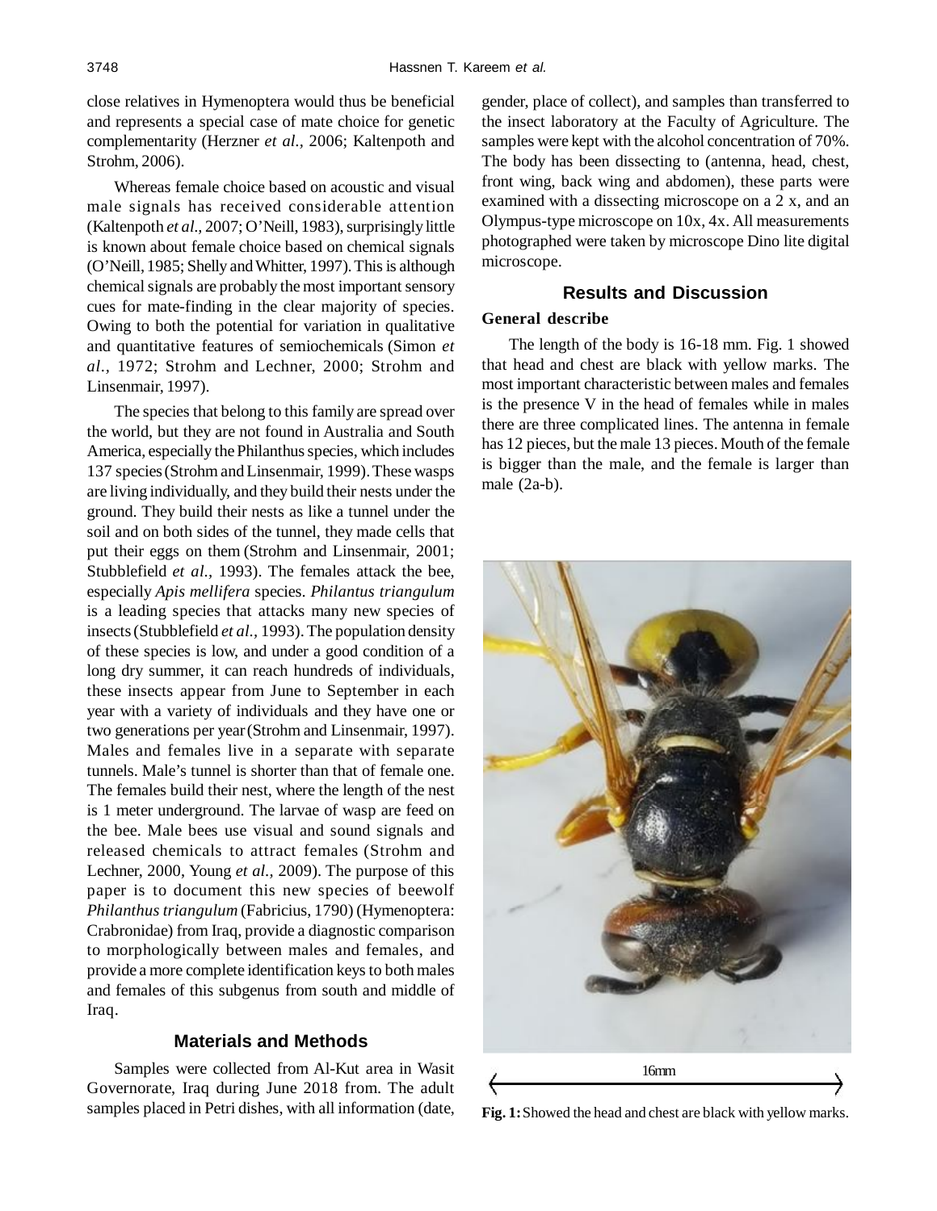close relatives in Hymenoptera would thus be beneficial and represents a special case of mate choice for genetic complementarity (Herzner *et al.,* 2006; Kaltenpoth and Strohm, 2006).

Whereas female choice based on acoustic and visual male signals has received considerable attention (Kaltenpoth *et al.,* 2007; O'Neill, 1983), surprisingly little is known about female choice based on chemical signals (O'Neill, 1985; Shelly and Whitter, 1997). This is although chemical signals are probably the most important sensory cues for mate-finding in the clear majority of species. Owing to both the potential for variation in qualitative and quantitative features of semiochemicals (Simon *et al.,* 1972; Strohm and Lechner, 2000; Strohm and Linsenmair, 1997).

The species that belong to this family are spread over the world, but they are not found in Australia and South America, especially the Philanthus species, which includes 137 species (Strohm and Linsenmair, 1999). These wasps are living individually, and they build their nests under the ground. They build their nests as like a tunnel under the soil and on both sides of the tunnel, they made cells that put their eggs on them (Strohm and Linsenmair, 2001; Stubblefield *et al.,* 1993). The females attack the bee, especially *Apis mellifera* species. *Philantus triangulum* is a leading species that attacks many new species of insects (Stubblefield *et al.,* 1993). The population density of these species is low, and under a good condition of a long dry summer, it can reach hundreds of individuals, these insects appear from June to September in each year with a variety of individuals and they have one or two generations per year (Strohm and Linsenmair, 1997). Males and females live in a separate with separate tunnels. Male's tunnel is shorter than that of female one. The females build their nest, where the length of the nest is 1 meter underground. The larvae of wasp are feed on the bee. Male bees use visual and sound signals and released chemicals to attract females (Strohm and Lechner, 2000, Young *et al.,* 2009). The purpose of this paper is to document this new species of beewolf *Philanthus triangulum* (Fabricius, 1790) (Hymenoptera: Crabronidae) from Iraq, provide a diagnostic comparison to morphologically between males and females, and provide a more complete identification keys to both males and females of this subgenus from south and middle of Iraq.

## Materials and Methods

Samples were collected from Al-Kut area in Wasit Governorate, Iraq during June 2018 from. The adult samples placed in Petri dishes, with all information (date, gender, place of collect), and samples than transferred to the insect laboratory at the Faculty of Agriculture. The samples were kept with the alcohol concentration of 70%. The body has been dissecting to (antenna, head, chest, front wing, back wing and abdomen), these parts were examined with a dissecting microscope on a 2 x, and an Olympus-type microscope on 10x, 4x. All measurements photographed were taken by microscope Dino lite digital microscope.

## Results and Discussion

### General describe

The length of the body is 16-18 mm. Fig. 1 showed that head and chest are black with yellow marks. The most important characteristic between males and females is the presence V in the head of females while in males there are three complicated lines. The antenna in female has 12 pieces, but the male 13 pieces. Mouth of the female is bigger than the male, and the female is larger than male (2a-b).

16mm

**Fig. 1:** Showed the head and chest are black with yellow marks.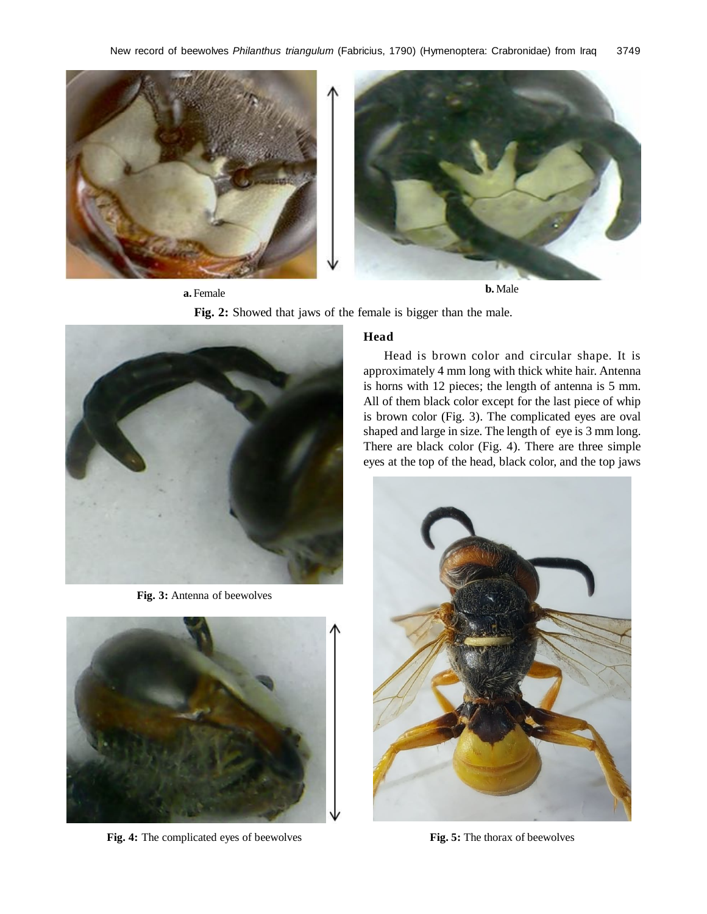a. Female

b. Male

**Fig. 2:** Showed that jaws of the female is bigger than the male.

## Head

Head is brown color and circular shape. It is approximately 4 mm long with thick white hair. Antenna is horns with 12 pieces; the length of antenna is 5 mm. All of them black color except for the last piece of whip is brown color (Fig. 3). The complicated eyes are oval shaped and large in size. The length of eye is 3 mm long. There are black color (Fig. 4). There are three simple eyes at the top of the head, black color, and the top jaws

**Fig. 3:** Antenna of beewolves

**Fig. 4:** The complicated eyes of beewolves

**Fig. 5:** The thorax of beewolves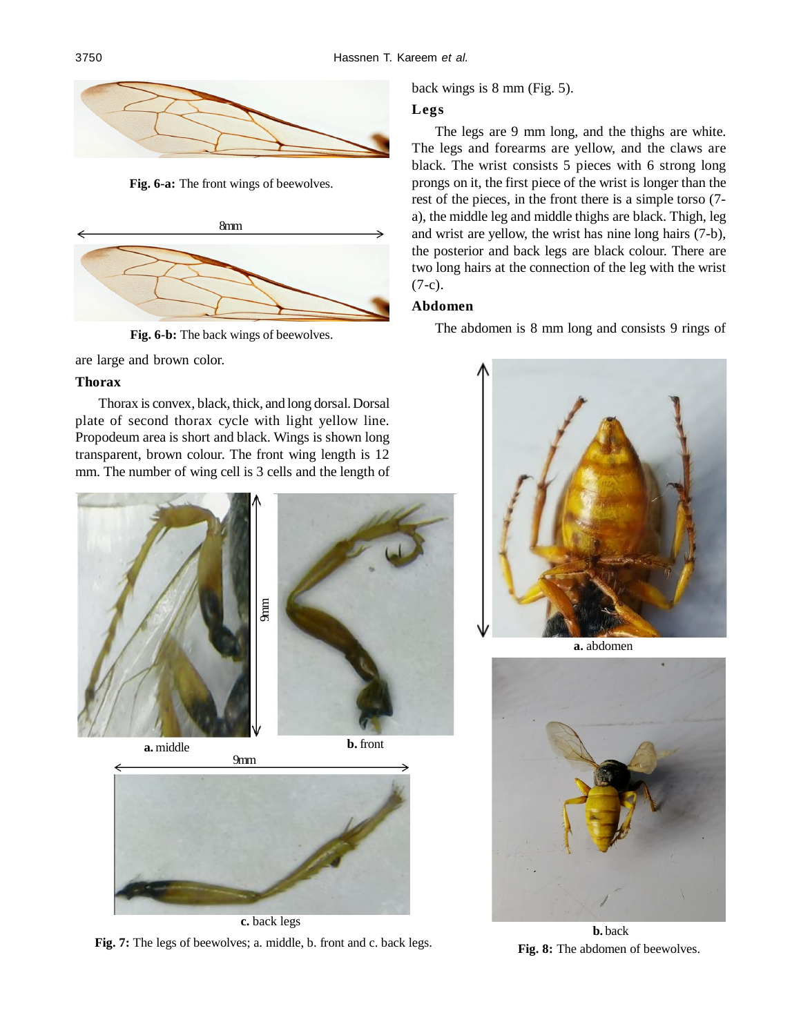Fig. 6-a: The front wings of beewolves.

Fig. 6-b: The back wings of beewolves.

are large and brown color.

### Thorax

Thorax is convex, black, thick, and long dorsal. Dorsal plate of second thorax cycle with light yellow line. Propodeum area is short and black. Wings is shown long transparent, brown colour. The front wing length is 12 mm. The number of wing cell is 3 cells and the length of back wings is 8 mm (Fig. 5).

### Legs

The legs are 9 mm long, and the thighs are white. The legs and forearms are yellow, and the claws are black. The wrist consists 5 pieces with 6 strong long prongs on it, the first piece of the wrist is longer than the rest of the pieces, in the front there is a simple torso (7-a), the middle leg and middle thighs are black. Thigh, leg and wrist are yellow, the wrist has nine long hairs (7-b), the posterior and back legs are black colour. There are two long hairs at the connection of the leg with the wrist (7-c).

### Abdomen

The abdomen is 8 mm long and consists 9 rings of

**a.** middle **b.** front **c.** back legs

**Fig. 7:** The legs of beewolves; a. middle, b. front and c. back legs.

**a.** abdomen **b.** back

**Fig. 8:** The abdomen of beewolves.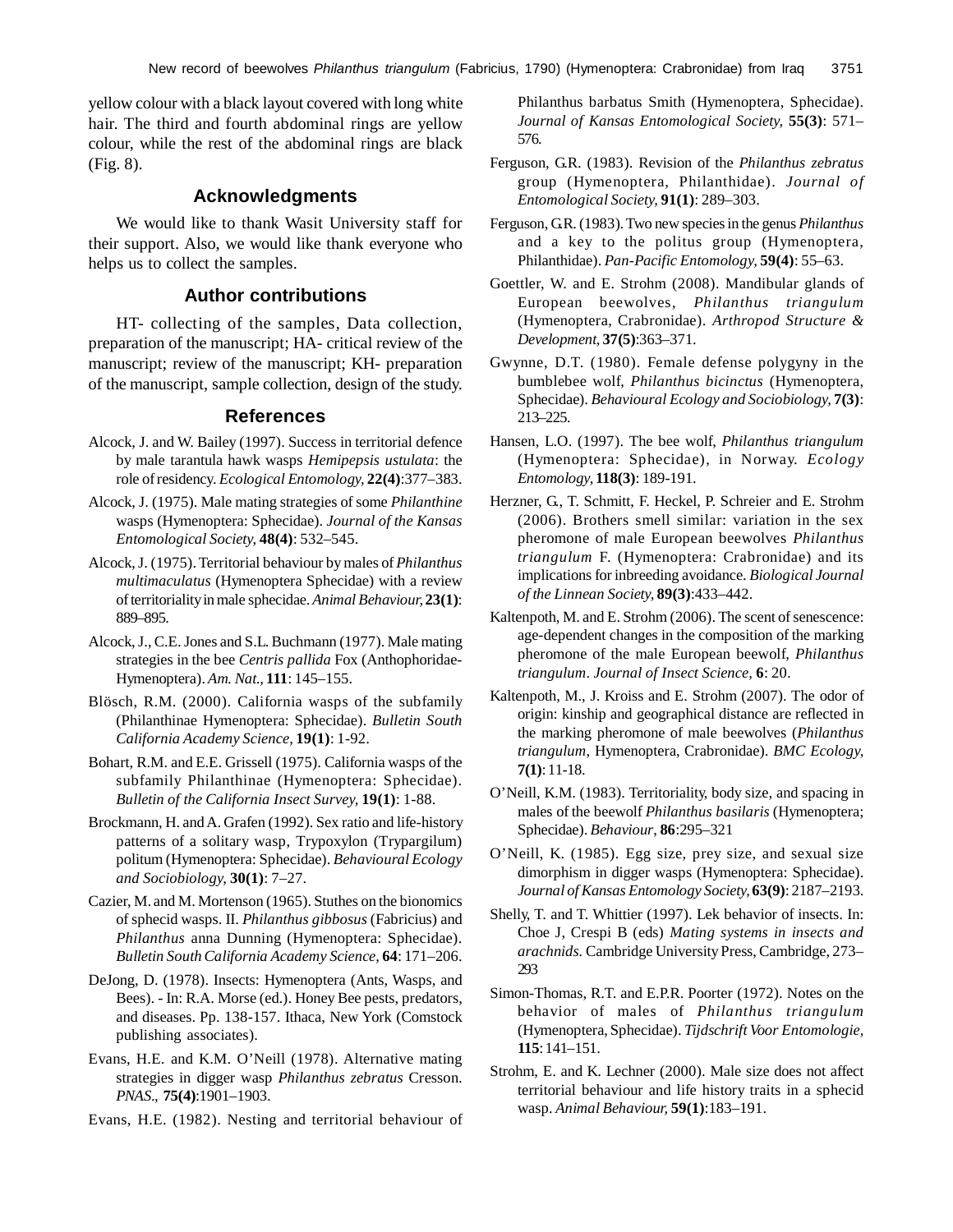yellow colour with a black layout covered with long white hair. The third and fourth abdominal rings are yellow colour, while the rest of the abdominal rings are black (Fig. 8).

## Acknowledgments

We would like to thank Wasit University staff for their support. Also, we would like thank everyone who helps us to collect the samples.

## Author contributions

HT- collecting of the samples, Data collection, preparation of the manuscript; HA- critical review of the manuscript; review of the manuscript; KH- preparation of the manuscript, sample collection, design of the study.

## References

Alcock, J. and W. Bailey (1997). Success in territorial defence by male tarantula hawk wasps *Hemipepsis ustulata*: the role of residency. *Ecological Entomology,* **22(4)**:377–383.

Alcock, J. (1975). Male mating strategies of some *Philanthine* wasps (Hymenoptera: Sphecidae). *Journal of the Kansas Entomological Society,* **48(4)**: 532–545.

Alcock, J. (1975). Territorial behaviour by males of *Philanthus multimaculatus* (Hymenoptera Sphecidae) with a review of territoriality in male sphecidae. *Animal Behaviour,* **23(1)**: 889–895.

Alcock, J., C.E. Jones and S.L. Buchmann (1977). Male mating strategies in the bee *Centris pallida* Fox (Anthophoridae-Hymenoptera). *Am. Nat.,* **111**: 145–155.

Blösch, R.M. (2000). California wasps of the subfamily (Philanthinae Hymenoptera: Sphecidae). *Bulletin South California Academy Science,* **19(1)**: 1-92.

Bohart, R.M. and E.E. Grissell (1975). California wasps of the subfamily Philanthinae (Hymenoptera: Sphecidae). *Bulletin of the California Insect Survey,* **19(1)**: 1-88.

Brockmann, H. and A. Grafen (1992). Sex ratio and life-history patterns of a solitary wasp, Trypoxylon (Trypargilum) politum (Hymenoptera: Sphecidae). *Behavioural Ecology and Sociobiology,* **30(1)**: 7–27.

Cazier, M. and M. Mortenson (1965). Stuthes on the bionomics of sphecid wasps. II. *Philanthus gibbosus* (Fabricius) and *Philanthus* anna Dunning (Hymenoptera: Sphecidae). *Bulletin South California Academy Science,* **64**: 171–206.

DeJong, D. (1978). Insects: Hymenoptera (Ants, Wasps, and Bees). - In: R.A. Morse (ed.). Honey Bee pests, predators, and diseases. Pp. 138-157. Ithaca, New York (Comstock publishing associates).

Evans, H.E. and K.M. O'Neill (1978). Alternative mating strategies in digger wasp *Philanthus zebratus* Cresson. *PNAS*., **75(4)**:1901–1903.

Evans, H.E. (1982). Nesting and territorial behaviour of Philanthus barbatus Smith (Hymenoptera, Sphecidae). *Journal of Kansas Entomological Society,* **55(3)**: 571–576.

Ferguson, G.R. (1983). Revision of the *Philanthus zebratus* group (Hymenoptera, Philanthidae). *Journal of Entomological Society,* **91(1)**: 289–303.

Ferguson, G.R. (1983). Two new species in the genus *Philanthus* and a key to the politus group (Hymenoptera, Philanthidae). *Pan-Pacific Entomology,* **59(4)**: 55–63.

Goettler, W. and E. Strohm (2008). Mandibular glands of European beewolves, *Philanthus triangulum* (Hymenoptera, Crabronidae). *Arthropod Structure & Development,* **37(5)**:363–371.

Gwynne, D.T. (1980). Female defense polygyny in the bumblebee wolf, *Philanthus bicinctus* (Hymenoptera, Sphecidae). *Behavioural Ecology and Sociobiology,* **7(3)**: 213–225.

Hansen, L.O. (1997). The bee wolf, *Philanthus triangulum* (Hymenoptera: Sphecidae), in Norway. *Ecology Entomology,* **118(3)**: 189-191.

Herzner, G., T. Schmitt, F. Heckel, P. Schreier and E. Strohm (2006). Brothers smell similar: variation in the sex pheromone of male European beewolves *Philanthus triangulum* F. (Hymenoptera: Crabronidae) and its implications for inbreeding avoidance. *Biological Journal of the Linnean Society,* **89(3)**:433–442.

Kaltenpoth, M. and E. Strohm (2006). The scent of senescence: age-dependent changes in the composition of the marking pheromone of the male European beewolf, *Philanthus triangulum*. *Journal of Insect Science,* **6**: 20.

Kaltenpoth, M., J. Kroiss and E. Strohm (2007). The odor of origin: kinship and geographical distance are reflected in the marking pheromone of male beewolves (*Philanthus triangulum*, Hymenoptera, Crabronidae). *BMC Ecology,* **7(1)**: 11-18.

O'Neill, K.M. (1983). Territoriality, body size, and spacing in males of the beewolf *Philanthus basilaris* (Hymenoptera; Sphecidae). *Behaviour,* **86**:295–321

O'Neill, K. (1985). Egg size, prey size, and sexual size dimorphism in digger wasps (Hymenoptera: Sphecidae). *Journal of Kansas Entomology Society,* **63(9)**: 2187–2193.

Shelly, T. and T. Whittier (1997). Lek behavior of insects. In: Choe J, Crespi B (eds) *Mating systems in insects and arachnids.* Cambridge University Press, Cambridge, 273–293

Simon-Thomas, R.T. and E.P.R. Poorter (1972). Notes on the behavior of males of *Philanthus triangulum* (Hymenoptera, Sphecidae). *Tijdschrift Voor Entomologie,* **115**: 141–151.

Strohm, E. and K. Lechner (2000). Male size does not affect territorial behaviour and life history traits in a sphecid wasp. *Animal Behaviour,* **59(1)**:183–191.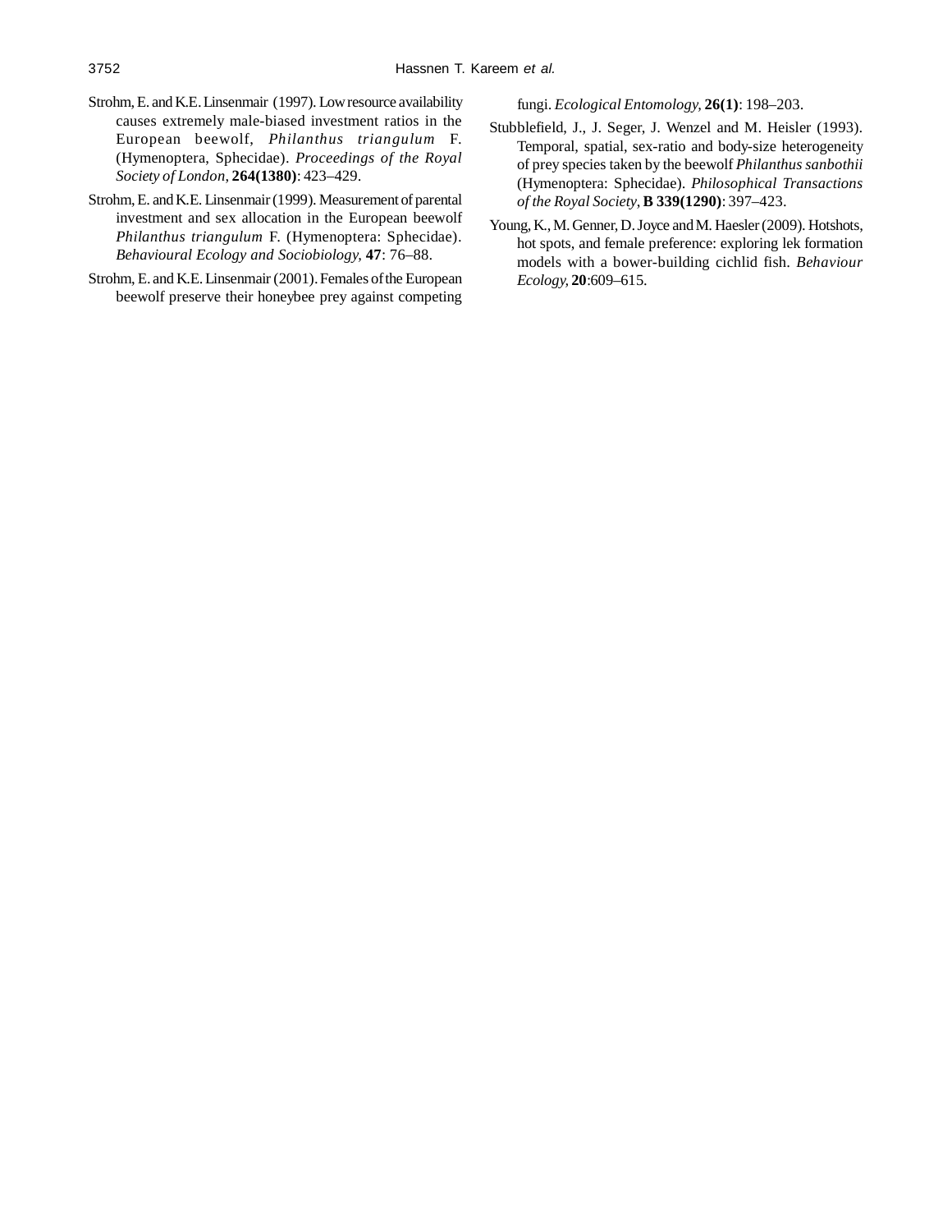Strohm, E. and K.E. Linsenmair (1997). Low resource availability causes extremely male-biased investment ratios in the European beewolf, *Philanthus triangulum* F. (Hymenoptera, Sphecidae). *Proceedings of the Royal Society of London*, **264(1380)**: 423–429.

Strohm, E. and K.E. Linsenmair (1999). Measurement of parental investment and sex allocation in the European beewolf *Philanthus triangulum* F. (Hymenoptera: Sphecidae). *Behavioural Ecology and Sociobiology*, **47**: 76–88.

Strohm, E. and K.E. Linsenmair (2001). Females of the European beewolf preserve their honeybee prey against competing fungi. *Ecological Entomology*, **26(1)**: 198–203.

Stubblefield, J., J. Seger, J. Wenzel and M. Heisler (1993). Temporal, spatial, sex-ratio and body-size heterogeneity of prey species taken by the beewolf *Philanthus sanbothii* (Hymenoptera: Sphecidae). *Philosophical Transactions of the Royal Society*, **B 339(1290)**: 397–423.

Young, K., M. Genner, D. Joyce and M. Haesler (2009). Hotshots, hot spots, and female preference: exploring lek formation models with a bower-building cichlid fish. *Behaviour Ecology*, **20**:609–615.